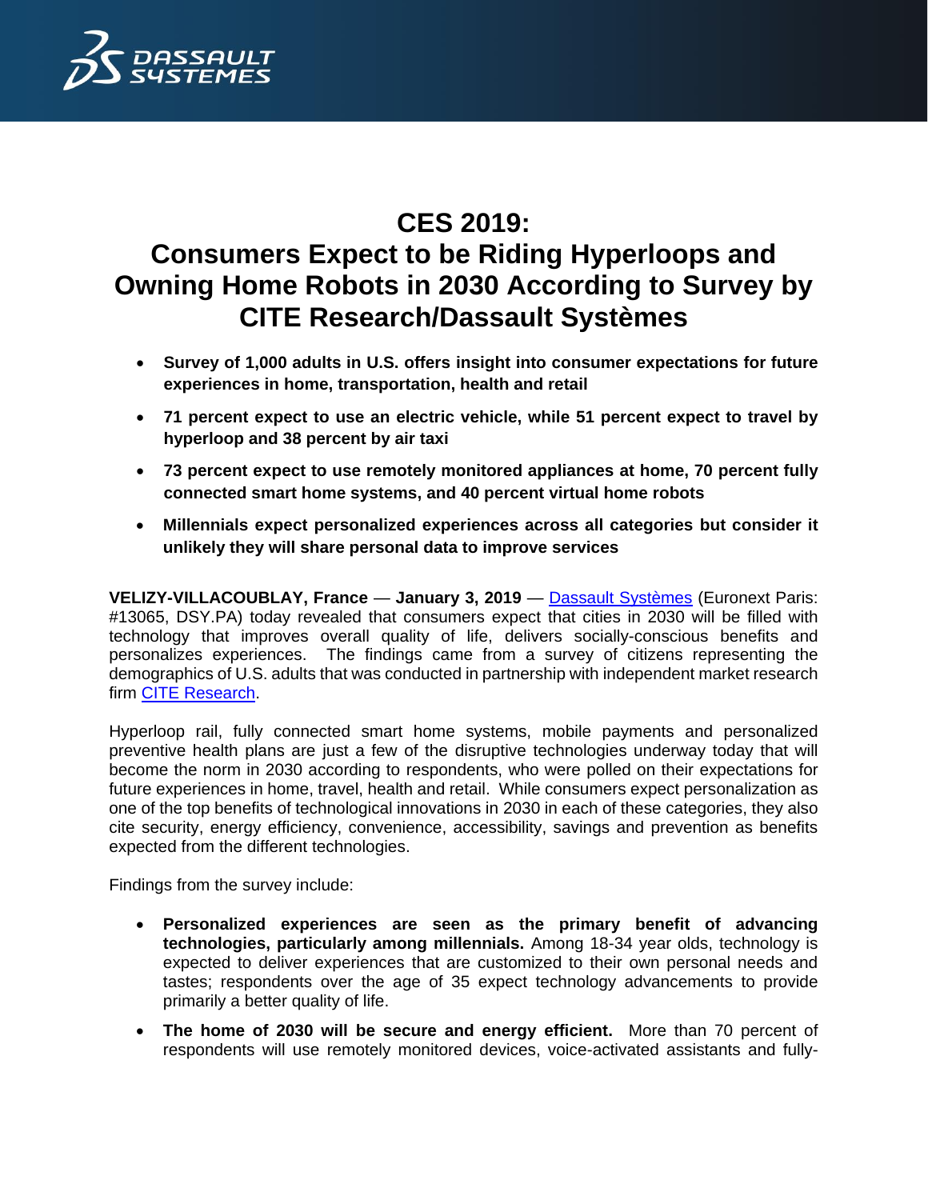# CES 2019: Consumers Expect to be Riding Hyperloops and Owning Home Robots in 2030 According to Survey by CITE Research/Dassault Systèmes

- **Survey of 1,000 adults in U.S. offers insight into consumer expectations for future experiences in home, transportation, health and retail**
- **71 percent expect to use an electric vehicle, while 51 percent expect to travel by hyperloop and 38 percent by air taxi**
- **73 percent expect to use remotely monitored appliances at home, 70 percent fully connected smart home systems, and 40 percent virtual home robots**
- **Millennials expect personalized experiences across all categories but consider it unlikely they will share personal data to improve services**

**VELIZY-VILLACOUBLAY, France** — **January 3, 2019** — [Dassault Systèmes](Dassault Systèmes) (Euronext Paris: #13065, DSY.PA) today revealed that consumers expect that cities in 2030 will be filled with technology that improves overall quality of life, delivers socially-conscious benefits and personalizes experiences. The findings came from a survey of citizens representing the demographics of U.S. adults that was conducted in partnership with independent market research firm [CITE Research](CITE Research).

Hyperloop rail, fully connected smart home systems, mobile payments and personalized preventive health plans are just a few of the disruptive technologies underway today that will become the norm in 2030 according to respondents, who were polled on their expectations for future experiences in home, travel, health and retail. While consumers expect personalization as one of the top benefits of technological innovations in 2030 in each of these categories, they also cite security, energy efficiency, convenience, accessibility, savings and prevention as benefits expected from the different technologies.

Findings from the survey include:

- **Personalized experiences are seen as the primary benefit of advancing technologies, particularly among millennials.** Among 18-34 year olds, technology is expected to deliver experiences that are customized to their own personal needs and tastes; respondents over the age of 35 expect technology advancements to provide primarily a better quality of life.
- **The home of 2030 will be secure and energy efficient.** More than 70 percent of respondents will use remotely monitored devices, voice-activated assistants and fully-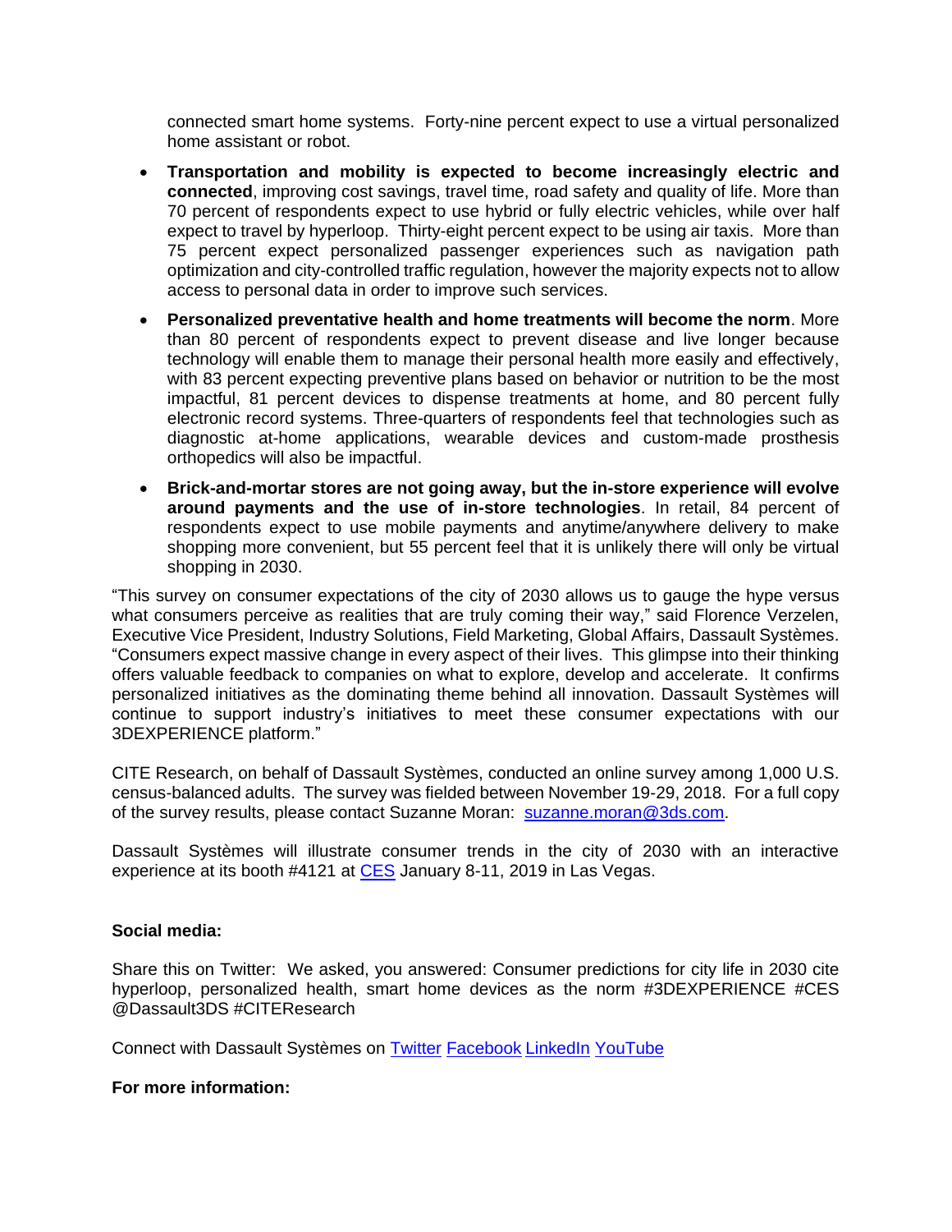connected smart home systems. Forty-nine percent expect to use a virtual personalized home assistant or robot.

- **Transportation and mobility is expected to become increasingly electric and connected**, improving cost savings, travel time, road safety and quality of life. More than 70 percent of respondents expect to use hybrid or fully electric vehicles, while over half expect to travel by hyperloop. Thirty-eight percent expect to be using air taxis. More than 75 percent expect personalized passenger experiences such as navigation path optimization and city-controlled traffic regulation, however the majority expects not to allow access to personal data in order to improve such services.
- **Personalized preventative health and home treatments will become the norm**. More than 80 percent of respondents expect to prevent disease and live longer because technology will enable them to manage their personal health more easily and effectively, with 83 percent expecting preventive plans based on behavior or nutrition to be the most impactful, 81 percent devices to dispense treatments at home, and 80 percent fully electronic record systems. Three-quarters of respondents feel that technologies such as diagnostic at-home applications, wearable devices and custom-made prosthesis orthopedics will also be impactful.
- **Brick-and-mortar stores are not going away, but the in-store experience will evolve around payments and the use of in-store technologies**. In retail, 84 percent of respondents expect to use mobile payments and anytime/anywhere delivery to make shopping more convenient, but 55 percent feel that it is unlikely there will only be virtual shopping in 2030.

"This survey on consumer expectations of the city of 2030 allows us to gauge the hype versus what consumers perceive as realities that are truly coming their way," said Florence Verzelen, Executive Vice President, Industry Solutions, Field Marketing, Global Affairs, Dassault Systèmes. "Consumers expect massive change in every aspect of their lives. This glimpse into their thinking offers valuable feedback to companies on what to explore, develop and accelerate. It confirms personalized initiatives as the dominating theme behind all innovation. Dassault Systèmes will continue to support industry's initiatives to meet these consumer expectations with our 3DEXPERIENCE platform."

CITE Research, on behalf of Dassault Systèmes, conducted an online survey among 1,000 U.S. census-balanced adults. The survey was fielded between November 19-29, 2018. For a full copy of the survey results, please contact Suzanne Moran: suzanne.moran@3ds.com.

Dassault Systèmes will illustrate consumer trends in the city of 2030 with an interactive experience at its booth #4121 at CES January 8-11, 2019 in Las Vegas.

**Social media:**

Share this on Twitter: We asked, you answered: Consumer predictions for city life in 2030 cite hyperloop, personalized health, smart home devices as the norm #3DEXPERIENCE #CES @Dassault3DS #CITEResearch

Connect with Dassault Systèmes on Twitter Facebook LinkedIn YouTube

**For more information:**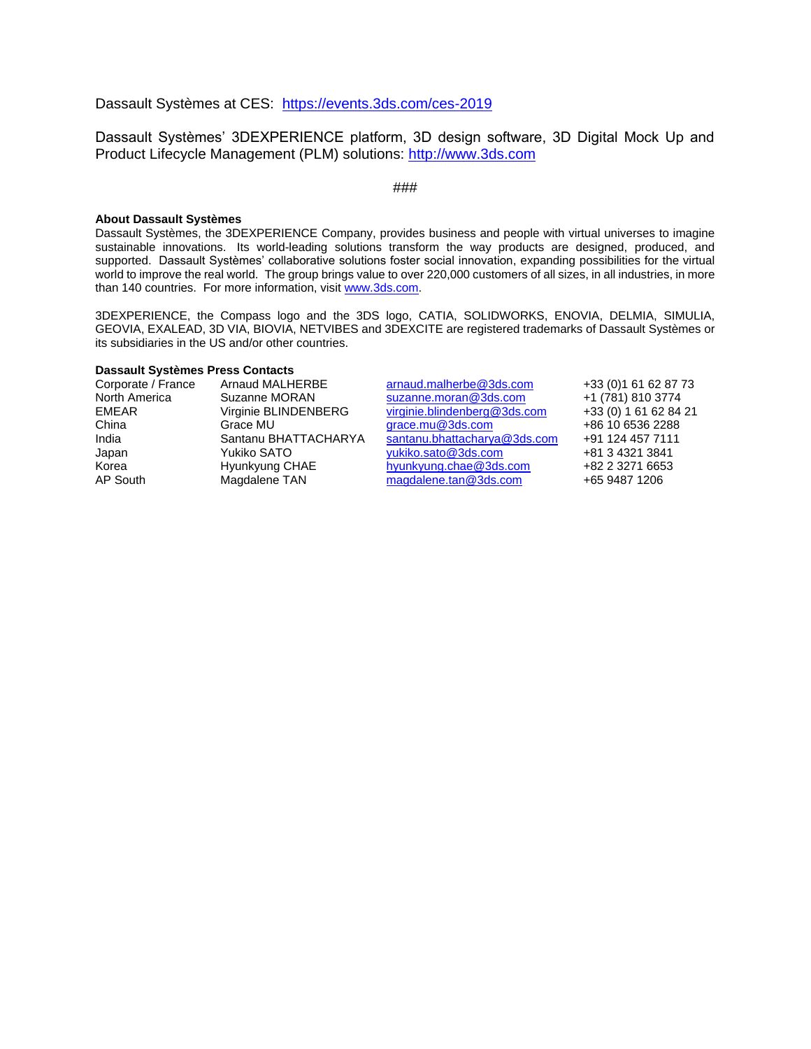Dassault Systèmes at CES: https://events.3ds.com/ces-2019

Dassault Systèmes' 3DEXPERIENCE platform, 3D design software, 3D Digital Mock Up and Product Lifecycle Management (PLM) solutions: http://www.3ds.com

###

**About Dassault Systèmes**
Dassault Systèmes, the 3DEXPERIENCE Company, provides business and people with virtual universes to imagine sustainable innovations. Its world-leading solutions transform the way products are designed, produced, and supported. Dassault Systèmes' collaborative solutions foster social innovation, expanding possibilities for the virtual world to improve the real world. The group brings value to over 220,000 customers of all sizes, in all industries, in more than 140 countries. For more information, visit www.3ds.com.

3DEXPERIENCE, the Compass logo and the 3DS logo, CATIA, SOLIDWORKS, ENOVIA, DELMIA, SIMULIA, GEOVIA, EXALEAD, 3D VIA, BIOVIA, NETVIBES and 3DEXCITE are registered trademarks of Dassault Systèmes or its subsidiaries in the US and/or other countries.

**Dassault Systèmes Press Contacts**

| | | | |
|---|---|---|---|
| Corporate / France | Arnaud MALHERBE | arnaud.malherbe@3ds.com | +33 (0)1 61 62 87 73 |
| North America | Suzanne MORAN | suzanne.moran@3ds.com | +1 (781) 810 3774 |
| EMEAR | Virginie BLINDENBERG | virginie.blindenberg@3ds.com | +33 (0) 1 61 62 84 21 |
| China | Grace MU | grace.mu@3ds.com | +86 10 6536 2288 |
| India | Santanu BHATTACHARYA | santanu.bhattacharya@3ds.com | +91 124 457 7111 |
| Japan | Yukiko SATO | yukiko.sato@3ds.com | +81 3 4321 3841 |
| Korea | Hyunkyung CHAE | hyunkyung.chae@3ds.com | +82 2 3271 6653 |
| AP South | Magdalene TAN | magdalene.tan@3ds.com | +65 9487 1206 |